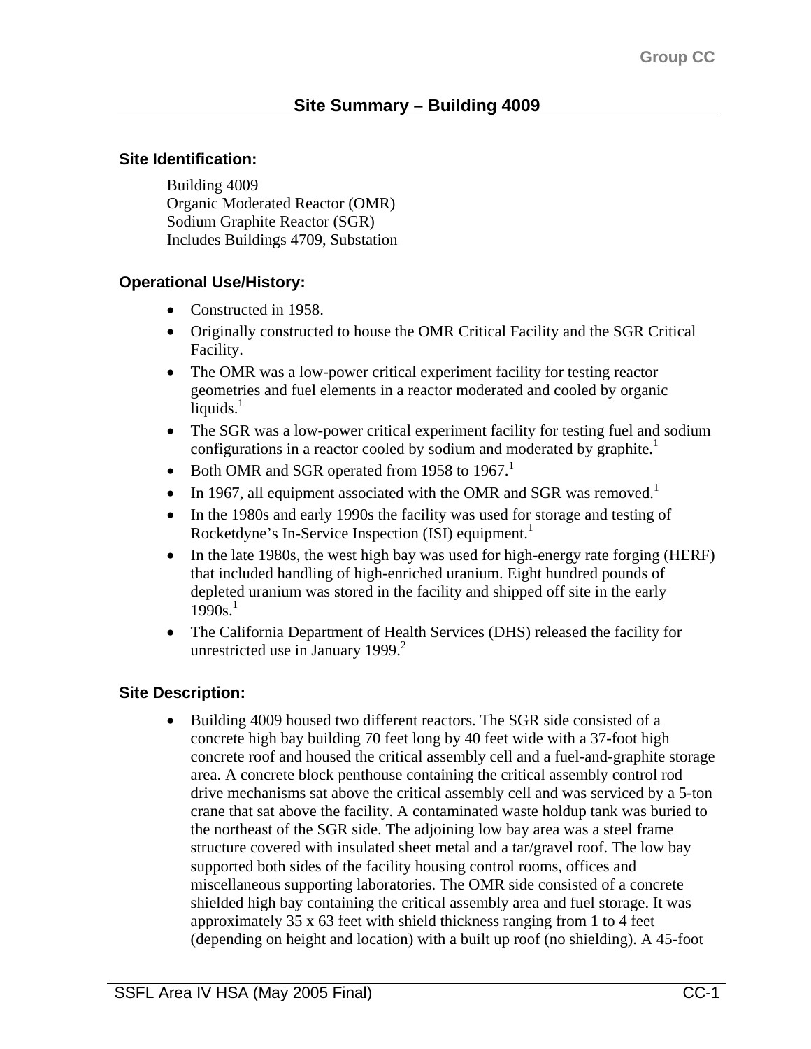## Site Summary – Building 4009

### Site Identification:

Building 4009
Organic Moderated Reactor (OMR)
Sodium Graphite Reactor (SGR)
Includes Buildings 4709, Substation

### Operational Use/History:

- Constructed in 1958.
- Originally constructed to house the OMR Critical Facility and the SGR Critical Facility.
- The OMR was a low-power critical experiment facility for testing reactor geometries and fuel elements in a reactor moderated and cooled by organic liquids.[1]
- The SGR was a low-power critical experiment facility for testing fuel and sodium configurations in a reactor cooled by sodium and moderated by graphite.[1]
- Both OMR and SGR operated from 1958 to 1967.[1]
- In 1967, all equipment associated with the OMR and SGR was removed.[1]
- In the 1980s and early 1990s the facility was used for storage and testing of Rocketdyne's In-Service Inspection (ISI) equipment.[1]
- In the late 1980s, the west high bay was used for high-energy rate forging (HERF) that included handling of high-enriched uranium. Eight hundred pounds of depleted uranium was stored in the facility and shipped off site in the early 1990s.[1]
- The California Department of Health Services (DHS) released the facility for unrestricted use in January 1999.[2]

### Site Description:

- Building 4009 housed two different reactors. The SGR side consisted of a concrete high bay building 70 feet long by 40 feet wide with a 37-foot high concrete roof and housed the critical assembly cell and a fuel-and-graphite storage area. A concrete block penthouse containing the critical assembly control rod drive mechanisms sat above the critical assembly cell and was serviced by a 5-ton crane that sat above the facility. A contaminated waste holdup tank was buried to the northeast of the SGR side. The adjoining low bay area was a steel frame structure covered with insulated sheet metal and a tar/gravel roof. The low bay supported both sides of the facility housing control rooms, offices and miscellaneous supporting laboratories. The OMR side consisted of a concrete shielded high bay containing the critical assembly area and fuel storage. It was approximately 35 x 63 feet with shield thickness ranging from 1 to 4 feet (depending on height and location) with a built up roof (no shielding). A 45-foot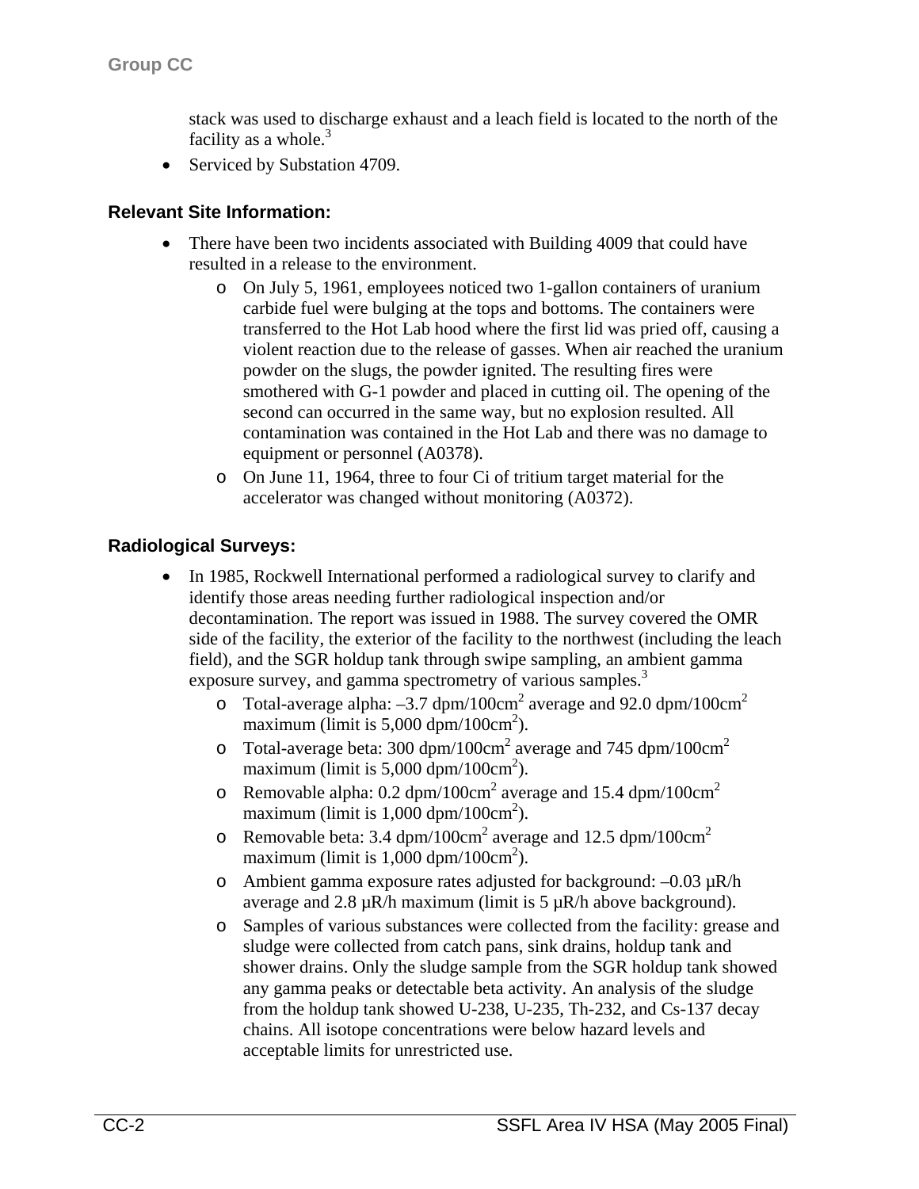stack was used to discharge exhaust and a leach field is located to the north of the facility as a whole.[3]

- Serviced by Substation 4709.

### Relevant Site Information:

- There have been two incidents associated with Building 4009 that could have resulted in a release to the environment.
  - On July 5, 1961, employees noticed two 1-gallon containers of uranium carbide fuel were bulging at the tops and bottoms. The containers were transferred to the Hot Lab hood where the first lid was pried off, causing a violent reaction due to the release of gasses. When air reached the uranium powder on the slugs, the powder ignited. The resulting fires were smothered with G-1 powder and placed in cutting oil. The opening of the second can occurred in the same way, but no explosion resulted. All contamination was contained in the Hot Lab and there was no damage to equipment or personnel (A0378).
  - On June 11, 1964, three to four Ci of tritium target material for the accelerator was changed without monitoring (A0372).

### Radiological Surveys:

- In 1985, Rockwell International performed a radiological survey to clarify and identify those areas needing further radiological inspection and/or decontamination. The report was issued in 1988. The survey covered the OMR side of the facility, the exterior of the facility to the northwest (including the leach field), and the SGR holdup tank through swipe sampling, an ambient gamma exposure survey, and gamma spectrometry of various samples.[3]
  - Total-average alpha: –3.7 dpm/100cm$^2$ average and 92.0 dpm/100cm$^2$ maximum (limit is 5,000 dpm/100cm$^2$).
  - Total-average beta: 300 dpm/100cm$^2$ average and 745 dpm/100cm$^2$ maximum (limit is 5,000 dpm/100cm$^2$).
  - Removable alpha: 0.2 dpm/100cm$^2$ average and 15.4 dpm/100cm$^2$ maximum (limit is 1,000 dpm/100cm$^2$).
  - Removable beta: 3.4 dpm/100cm$^2$ average and 12.5 dpm/100cm$^2$ maximum (limit is 1,000 dpm/100cm$^2$).
  - Ambient gamma exposure rates adjusted for background: –0.03 μR/h average and 2.8 μR/h maximum (limit is 5 μR/h above background).
  - Samples of various substances were collected from the facility: grease and sludge were collected from catch pans, sink drains, holdup tank and shower drains. Only the sludge sample from the SGR holdup tank showed any gamma peaks or detectable beta activity. An analysis of the sludge from the holdup tank showed U-238, U-235, Th-232, and Cs-137 decay chains. All isotope concentrations were below hazard levels and acceptable limits for unrestricted use.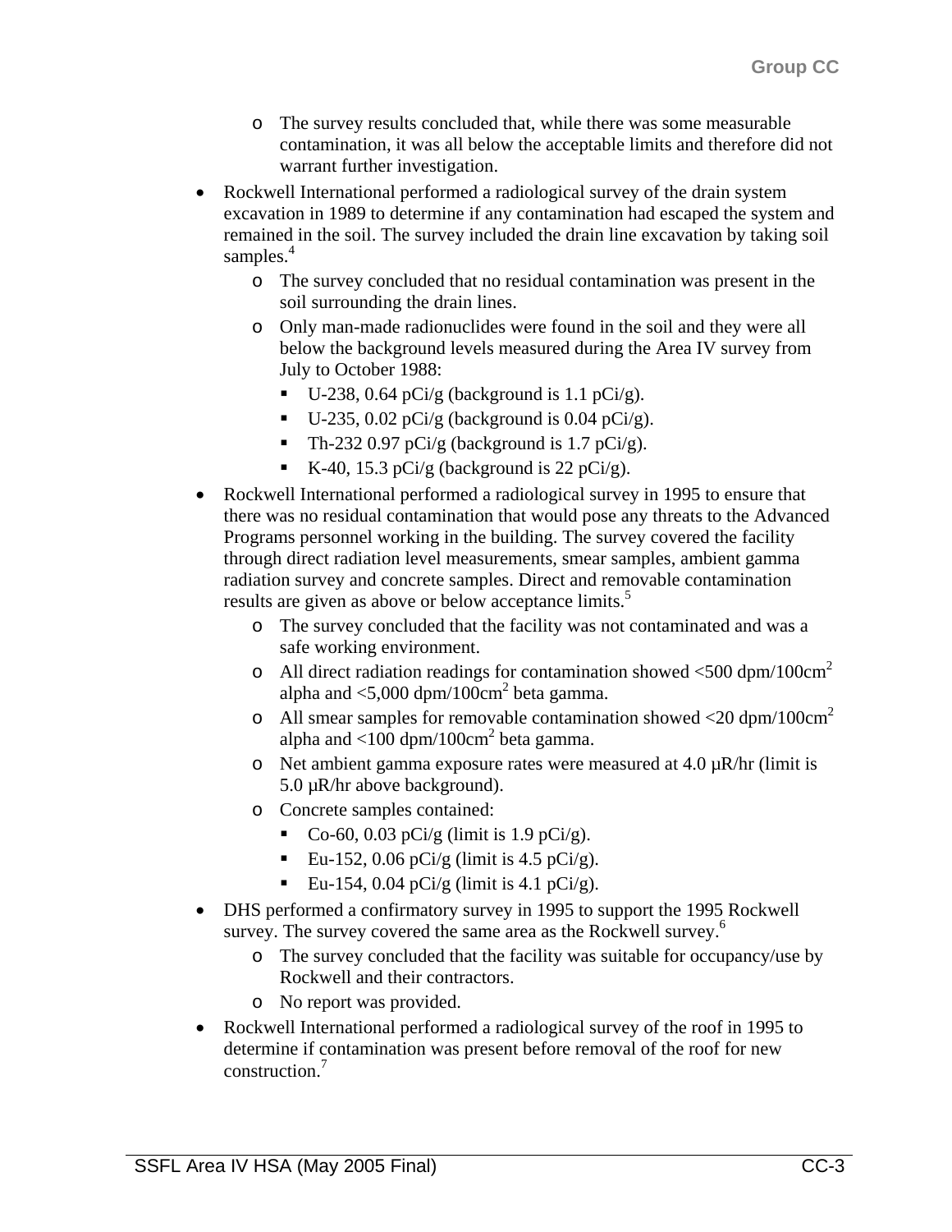- The survey results concluded that, while there was some measurable contamination, it was all below the acceptable limits and therefore did not warrant further investigation.

- Rockwell International performed a radiological survey of the drain system excavation in 1989 to determine if any contamination had escaped the system and remained in the soil. The survey included the drain line excavation by taking soil samples.[4]
  - The survey concluded that no residual contamination was present in the soil surrounding the drain lines.
  - Only man-made radionuclides were found in the soil and they were all below the background levels measured during the Area IV survey from July to October 1988:
    - U-238, 0.64 pCi/g (background is 1.1 pCi/g).
    - U-235, 0.02 pCi/g (background is 0.04 pCi/g).
    - Th-232 0.97 pCi/g (background is 1.7 pCi/g).
    - K-40, 15.3 pCi/g (background is 22 pCi/g).

- Rockwell International performed a radiological survey in 1995 to ensure that there was no residual contamination that would pose any threats to the Advanced Programs personnel working in the building. The survey covered the facility through direct radiation level measurements, smear samples, ambient gamma radiation survey and concrete samples. Direct and removable contamination results are given as above or below acceptance limits.[5]
  - The survey concluded that the facility was not contaminated and was a safe working environment.
  - All direct radiation readings for contamination showed <500 dpm/100cm$^2$ alpha and <5,000 dpm/100cm$^2$ beta gamma.
  - All smear samples for removable contamination showed <20 dpm/100cm$^2$ alpha and <100 dpm/100cm$^2$ beta gamma.
  - Net ambient gamma exposure rates were measured at 4.0 µR/hr (limit is 5.0 µR/hr above background).
  - Concrete samples contained:
    - Co-60, 0.03 pCi/g (limit is 1.9 pCi/g).
    - Eu-152, 0.06 pCi/g (limit is 4.5 pCi/g).
    - Eu-154, 0.04 pCi/g (limit is 4.1 pCi/g).

- DHS performed a confirmatory survey in 1995 to support the 1995 Rockwell survey. The survey covered the same area as the Rockwell survey.[6]
  - The survey concluded that the facility was suitable for occupancy/use by Rockwell and their contractors.
  - No report was provided.

- Rockwell International performed a radiological survey of the roof in 1995 to determine if contamination was present before removal of the roof for new construction.[7]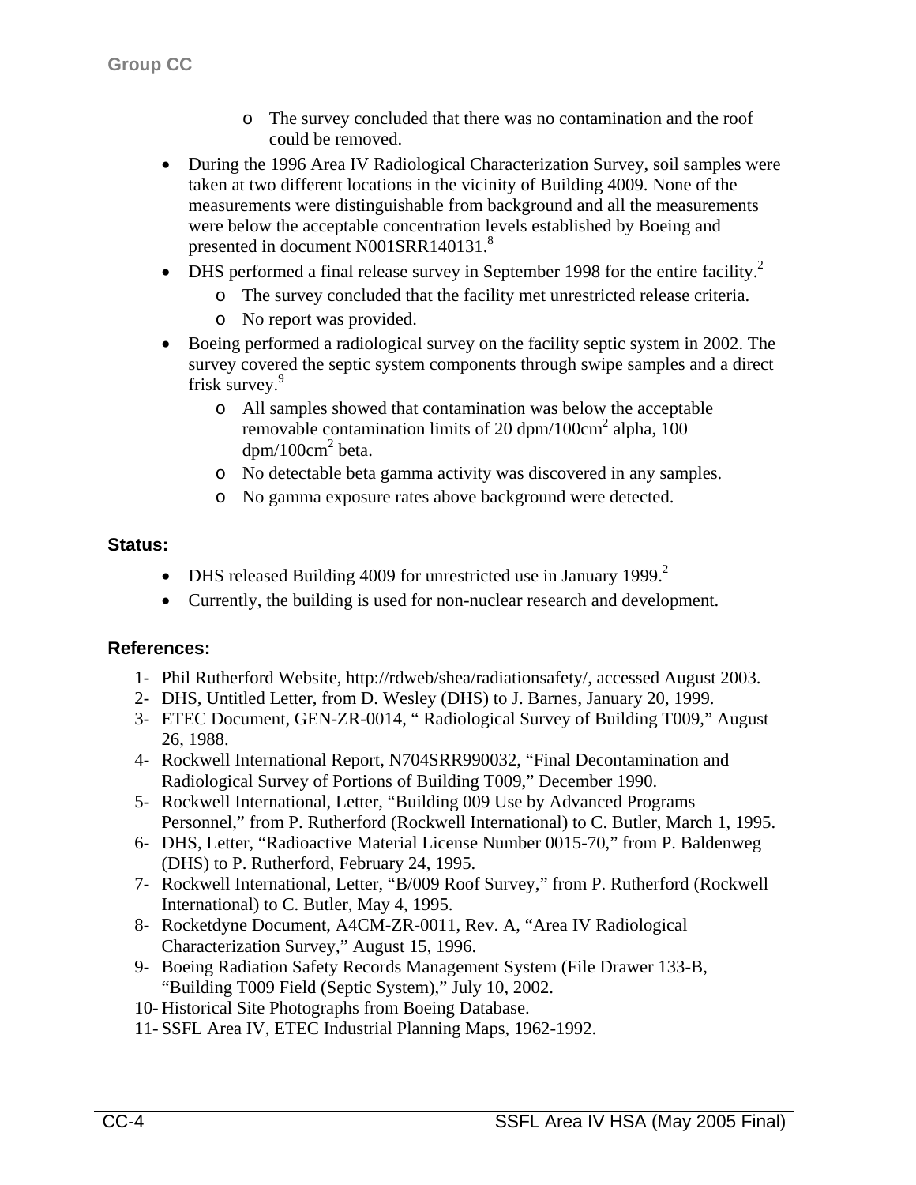- The survey concluded that there was no contamination and the roof could be removed.

- During the 1996 Area IV Radiological Characterization Survey, soil samples were taken at two different locations in the vicinity of Building 4009. None of the measurements were distinguishable from background and all the measurements were below the acceptable concentration levels established by Boeing and presented in document N001SRR140131.[8]
- DHS performed a final release survey in September 1998 for the entire facility.[2]
    - The survey concluded that the facility met unrestricted release criteria.
    - No report was provided.
- Boeing performed a radiological survey on the facility septic system in 2002. The survey covered the septic system components through swipe samples and a direct frisk survey.[9]
    - All samples showed that contamination was below the acceptable removable contamination limits of 20 dpm/100cm$^2$ alpha, 100 dpm/100cm$^2$ beta.
    - No detectable beta gamma activity was discovered in any samples.
    - No gamma exposure rates above background were detected.

## Status:

- DHS released Building 4009 for unrestricted use in January 1999.[2]
- Currently, the building is used for non-nuclear research and development.

## References:

1. Phil Rutherford Website, http://rdweb/shea/radiationsafety/, accessed August 2003.
2. DHS, Untitled Letter, from D. Wesley (DHS) to J. Barnes, January 20, 1999.
3. ETEC Document, GEN-ZR-0014, " Radiological Survey of Building T009," August 26, 1988.
4. Rockwell International Report, N704SRR990032, "Final Decontamination and Radiological Survey of Portions of Building T009," December 1990.
5. Rockwell International, Letter, "Building 009 Use by Advanced Programs Personnel," from P. Rutherford (Rockwell International) to C. Butler, March 1, 1995.
6. DHS, Letter, "Radioactive Material License Number 0015-70," from P. Baldenweg (DHS) to P. Rutherford, February 24, 1995.
7. Rockwell International, Letter, "B/009 Roof Survey," from P. Rutherford (Rockwell International) to C. Butler, May 4, 1995.
8. Rocketdyne Document, A4CM-ZR-0011, Rev. A, "Area IV Radiological Characterization Survey," August 15, 1996.
9. Boeing Radiation Safety Records Management System (File Drawer 133-B, "Building T009 Field (Septic System)," July 10, 2002.
10. Historical Site Photographs from Boeing Database.
11. SSFL Area IV, ETEC Industrial Planning Maps, 1962-1992.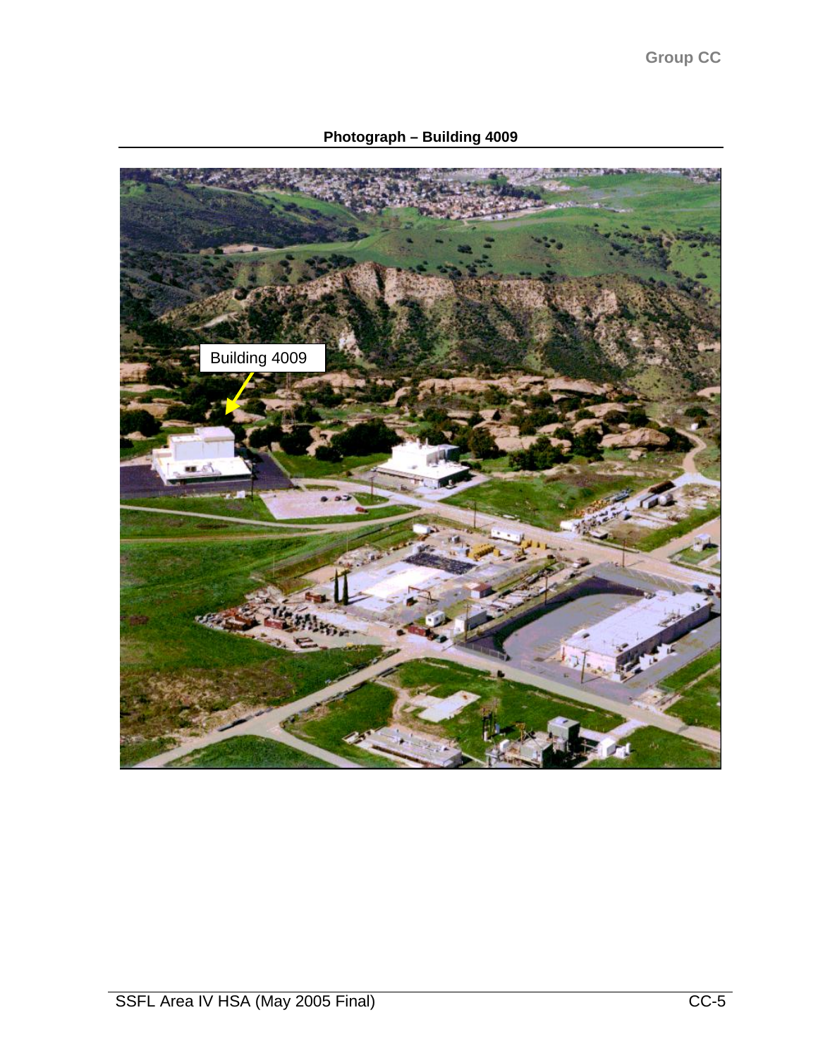**Photograph – Building 4009**

Building 4009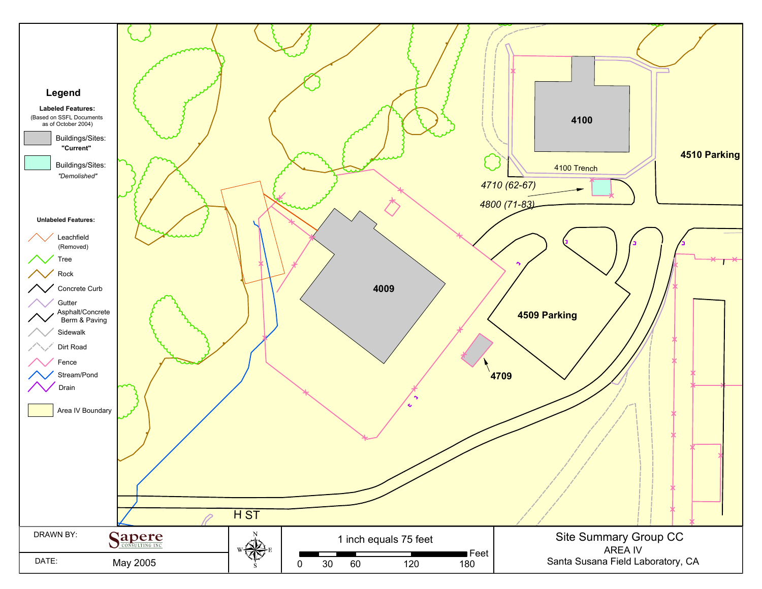## Legend

**Labeled Features:**
(Based on SSFL Documents as of October 2004)

Buildings/Sites: **"Current"**

Buildings/Sites: *"Demolished"*

**Unlabeled Features:**

- Leachfield (Removed)
- Tree
- Rock
- Concrete Curb
- Gutter
- Asphalt/Concrete Berm & Paving
- Sidewalk
- Dirt Road
- Fence
- Stream/Pond
- Drain

Area IV Boundary

**4100**

4100 Trench

**4510 Parking**

*4710 (62-67)*

*4800 (71-83)*

**4009**

**4509 Parking**

**4709**

H ST

DRAWN BY: Sapere Consulting Inc.

DATE: May 2005

N
W E
S

1 inch equals 75 feet

0 30 60 120 180 Feet

Site Summary Group CC
AREA IV
Santa Susana Field Laboratory, CA